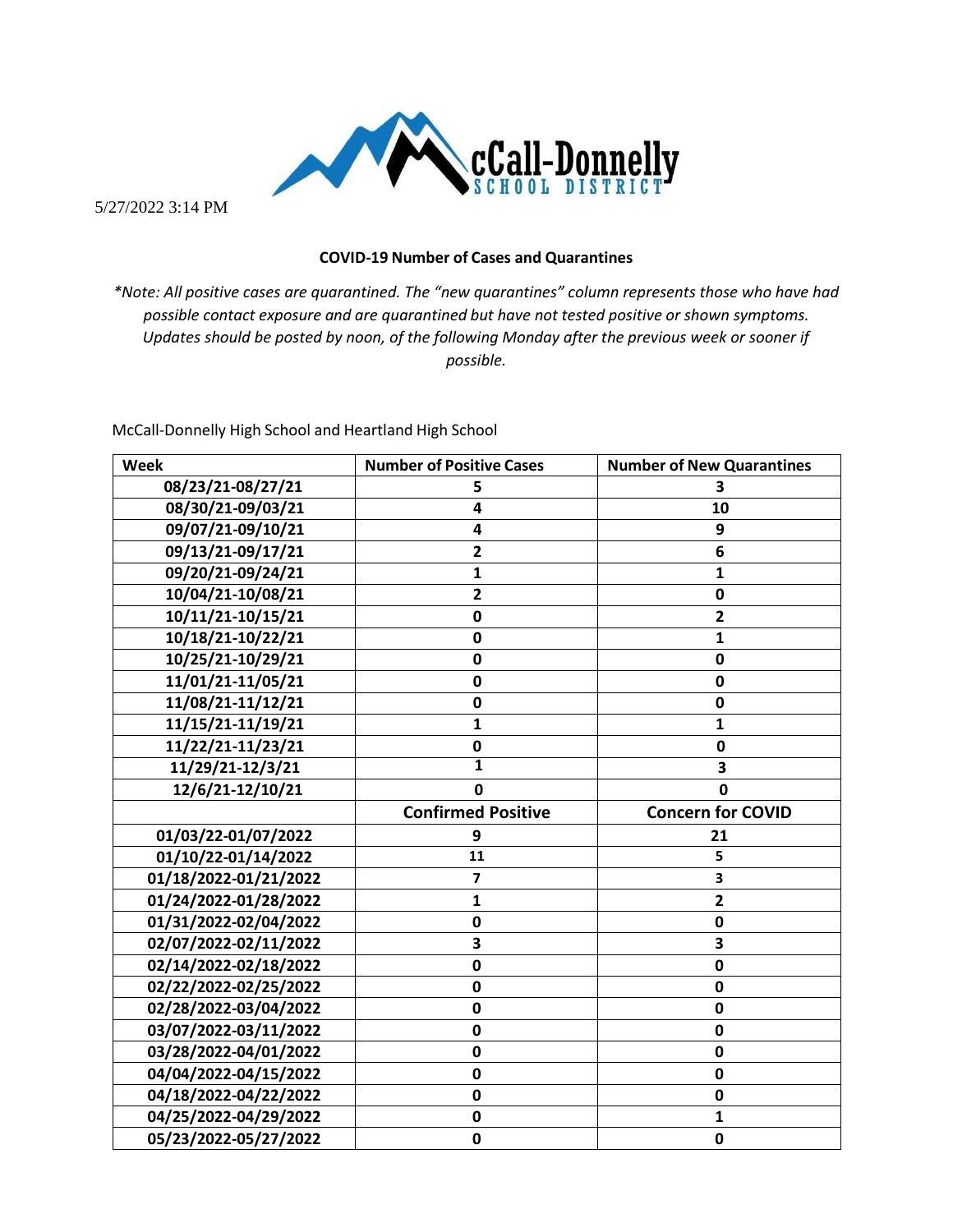McCall-Donnelly School District

5/27/2022 3:14 PM

**COVID-19 Number of Cases and Quarantines**

*\*Note: All positive cases are quarantined. The "new quarantines" column represents those who have had possible contact exposure and are quarantined but have not tested positive or shown symptoms. Updates should be posted by noon, of the following Monday after the previous week or sooner if possible.*

McCall-Donnelly High School and Heartland High School

| Week | Number of Positive Cases | Number of New Quarantines |
|---|---|---|
| 08/23/21-08/27/21 | 5 | 3 |
| 08/30/21-09/03/21 | 4 | 10 |
| 09/07/21-09/10/21 | 4 | 9 |
| 09/13/21-09/17/21 | 2 | 6 |
| 09/20/21-09/24/21 | 1 | 1 |
| 10/04/21-10/08/21 | 2 | 0 |
| 10/11/21-10/15/21 | 0 | 2 |
| 10/18/21-10/22/21 | 0 | 1 |
| 10/25/21-10/29/21 | 0 | 0 |
| 11/01/21-11/05/21 | 0 | 0 |
| 11/08/21-11/12/21 | 0 | 0 |
| 11/15/21-11/19/21 | 1 | 1 |
| 11/22/21-11/23/21 | 0 | 0 |
| 11/29/21-12/3/21 | 1 | 3 |
| 12/6/21-12/10/21 | 0 | 0 |
| | **Confirmed Positive** | **Concern for COVID** |
| 01/03/22-01/07/2022 | 9 | 21 |
| 01/10/22-01/14/2022 | 11 | 5 |
| 01/18/2022-01/21/2022 | 7 | 3 |
| 01/24/2022-01/28/2022 | 1 | 2 |
| 01/31/2022-02/04/2022 | 0 | 0 |
| 02/07/2022-02/11/2022 | 3 | 3 |
| 02/14/2022-02/18/2022 | 0 | 0 |
| 02/22/2022-02/25/2022 | 0 | 0 |
| 02/28/2022-03/04/2022 | 0 | 0 |
| 03/07/2022-03/11/2022 | 0 | 0 |
| 03/28/2022-04/01/2022 | 0 | 0 |
| 04/04/2022-04/15/2022 | 0 | 0 |
| 04/18/2022-04/22/2022 | 0 | 0 |
| 04/25/2022-04/29/2022 | 0 | 1 |
| 05/23/2022-05/27/2022 | 0 | 0 |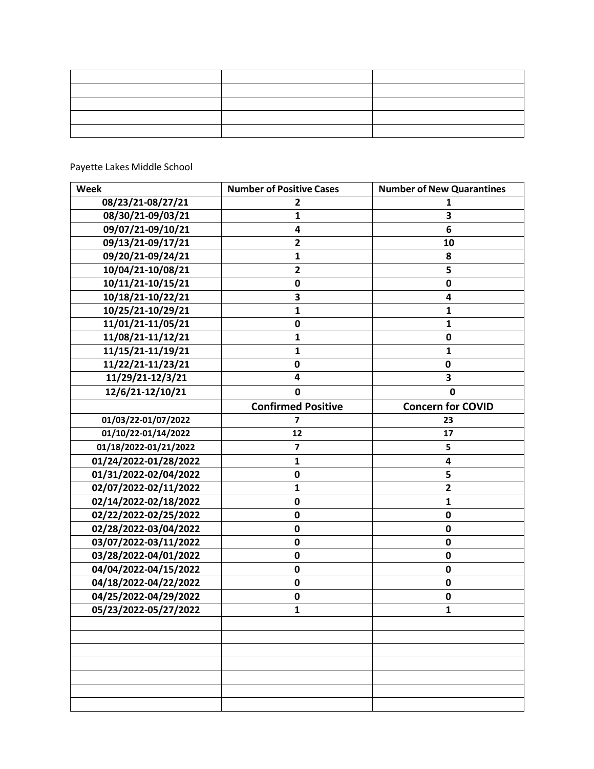Payette Lakes Middle School

| Week | Number of Positive Cases | Number of New Quarantines |
|---|---|---|
| 08/23/21-08/27/21 | 2 | 1 |
| 08/30/21-09/03/21 | 1 | 3 |
| 09/07/21-09/10/21 | 4 | 6 |
| 09/13/21-09/17/21 | 2 | 10 |
| 09/20/21-09/24/21 | 1 | 8 |
| 10/04/21-10/08/21 | 2 | 5 |
| 10/11/21-10/15/21 | 0 | 0 |
| 10/18/21-10/22/21 | 3 | 4 |
| 10/25/21-10/29/21 | 1 | 1 |
| 11/01/21-11/05/21 | 0 | 1 |
| 11/08/21-11/12/21 | 1 | 0 |
| 11/15/21-11/19/21 | 1 | 1 |
| 11/22/21-11/23/21 | 0 | 0 |
| 11/29/21-12/3/21 | 4 | 3 |
| 12/6/21-12/10/21 | 0 | 0 |
| | **Confirmed Positive** | **Concern for COVID** |
| 01/03/22-01/07/2022 | 7 | 23 |
| 01/10/22-01/14/2022 | 12 | 17 |
| 01/18/2022-01/21/2022 | 7 | 5 |
| 01/24/2022-01/28/2022 | 1 | 4 |
| 01/31/2022-02/04/2022 | 0 | 5 |
| 02/07/2022-02/11/2022 | 1 | 2 |
| 02/14/2022-02/18/2022 | 0 | 1 |
| 02/22/2022-02/25/2022 | 0 | 0 |
| 02/28/2022-03/04/2022 | 0 | 0 |
| 03/07/2022-03/11/2022 | 0 | 0 |
| 03/28/2022-04/01/2022 | 0 | 0 |
| 04/04/2022-04/15/2022 | 0 | 0 |
| 04/18/2022-04/22/2022 | 0 | 0 |
| 04/25/2022-04/29/2022 | 0 | 0 |
| 05/23/2022-05/27/2022 | 1 | 1 |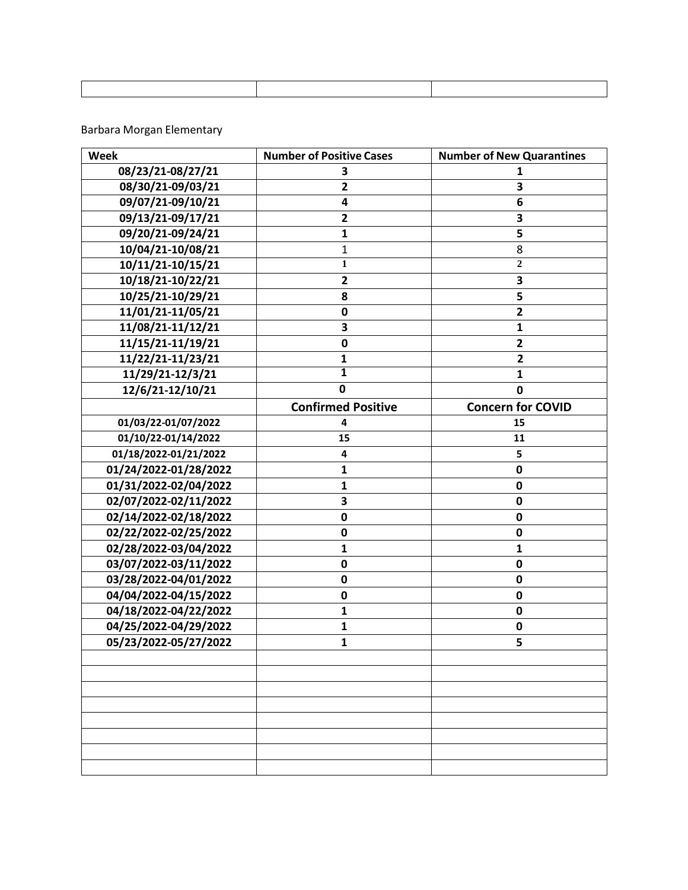| | | |
|---|---|---|

Barbara Morgan Elementary

| Week | Number of Positive Cases | Number of New Quarantines |
|---|---|---|
| 08/23/21-08/27/21 | 3 | 1 |
| 08/30/21-09/03/21 | 2 | 3 |
| 09/07/21-09/10/21 | 4 | 6 |
| 09/13/21-09/17/21 | 2 | 3 |
| 09/20/21-09/24/21 | 1 | 5 |
| 10/04/21-10/08/21 | 1 | 8 |
| 10/11/21-10/15/21 | 1 | 2 |
| 10/18/21-10/22/21 | 2 | 3 |
| 10/25/21-10/29/21 | 8 | 5 |
| 11/01/21-11/05/21 | 0 | 2 |
| 11/08/21-11/12/21 | 3 | 1 |
| 11/15/21-11/19/21 | 0 | 2 |
| 11/22/21-11/23/21 | 1 | 2 |
| 11/29/21-12/3/21 | 1 | 1 |
| 12/6/21-12/10/21 | 0 | 0 |
| | **Confirmed Positive** | **Concern for COVID** |
| 01/03/22-01/07/2022 | 4 | 15 |
| 01/10/22-01/14/2022 | 15 | 11 |
| 01/18/2022-01/21/2022 | 4 | 5 |
| 01/24/2022-01/28/2022 | 1 | 0 |
| 01/31/2022-02/04/2022 | 1 | 0 |
| 02/07/2022-02/11/2022 | 3 | 0 |
| 02/14/2022-02/18/2022 | 0 | 0 |
| 02/22/2022-02/25/2022 | 0 | 0 |
| 02/28/2022-03/04/2022 | 1 | 1 |
| 03/07/2022-03/11/2022 | 0 | 0 |
| 03/28/2022-04/01/2022 | 0 | 0 |
| 04/04/2022-04/15/2022 | 0 | 0 |
| 04/18/2022-04/22/2022 | 1 | 0 |
| 04/25/2022-04/29/2022 | 1 | 0 |
| 05/23/2022-05/27/2022 | 1 | 5 |
| | | |
| | | |
| | | |
| | | |
| | | |
| | | |
| | | |
| | | |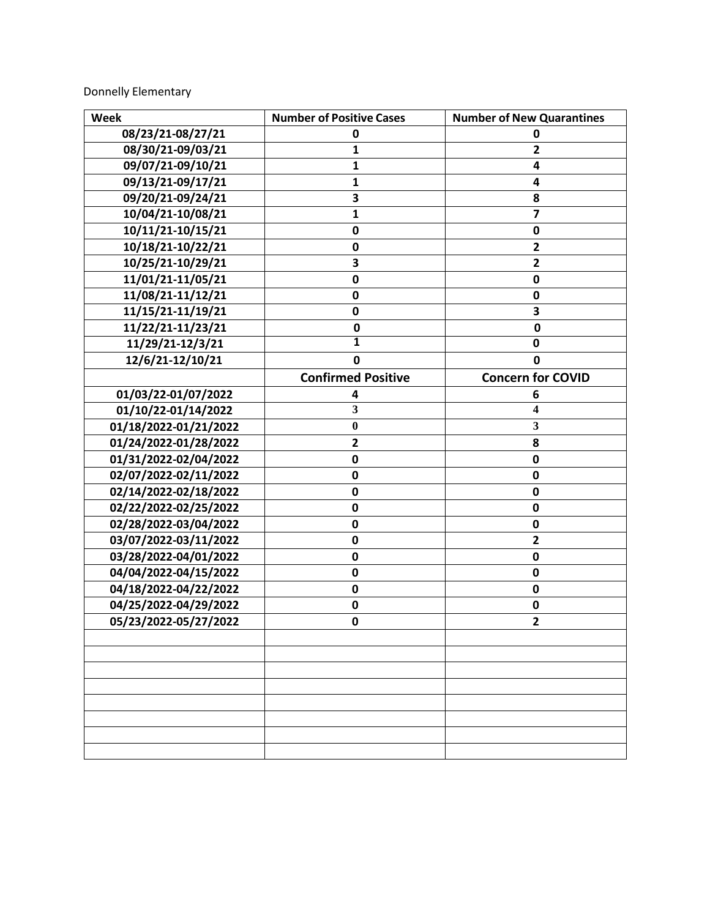Donnelly Elementary

| Week | Number of Positive Cases | Number of New Quarantines |
|---|---|---|
| 08/23/21-08/27/21 | 0 | 0 |
| 08/30/21-09/03/21 | 1 | 2 |
| 09/07/21-09/10/21 | 1 | 4 |
| 09/13/21-09/17/21 | 1 | 4 |
| 09/20/21-09/24/21 | 3 | 8 |
| 10/04/21-10/08/21 | 1 | 7 |
| 10/11/21-10/15/21 | 0 | 0 |
| 10/18/21-10/22/21 | 0 | 2 |
| 10/25/21-10/29/21 | 3 | 2 |
| 11/01/21-11/05/21 | 0 | 0 |
| 11/08/21-11/12/21 | 0 | 0 |
| 11/15/21-11/19/21 | 0 | 3 |
| 11/22/21-11/23/21 | 0 | 0 |
| 11/29/21-12/3/21 | 1 | 0 |
| 12/6/21-12/10/21 | 0 | 0 |
| | **Confirmed Positive** | **Concern for COVID** |
| 01/03/22-01/07/2022 | 4 | 6 |
| 01/10/22-01/14/2022 | 3 | 4 |
| 01/18/2022-01/21/2022 | 0 | 3 |
| 01/24/2022-01/28/2022 | 2 | 8 |
| 01/31/2022-02/04/2022 | 0 | 0 |
| 02/07/2022-02/11/2022 | 0 | 0 |
| 02/14/2022-02/18/2022 | 0 | 0 |
| 02/22/2022-02/25/2022 | 0 | 0 |
| 02/28/2022-03/04/2022 | 0 | 0 |
| 03/07/2022-03/11/2022 | 0 | 2 |
| 03/28/2022-04/01/2022 | 0 | 0 |
| 04/04/2022-04/15/2022 | 0 | 0 |
| 04/18/2022-04/22/2022 | 0 | 0 |
| 04/25/2022-04/29/2022 | 0 | 0 |
| 05/23/2022-05/27/2022 | 0 | 2 |
| | | |
| | | |
| | | |
| | | |
| | | |
| | | |
| | | |
| | | |